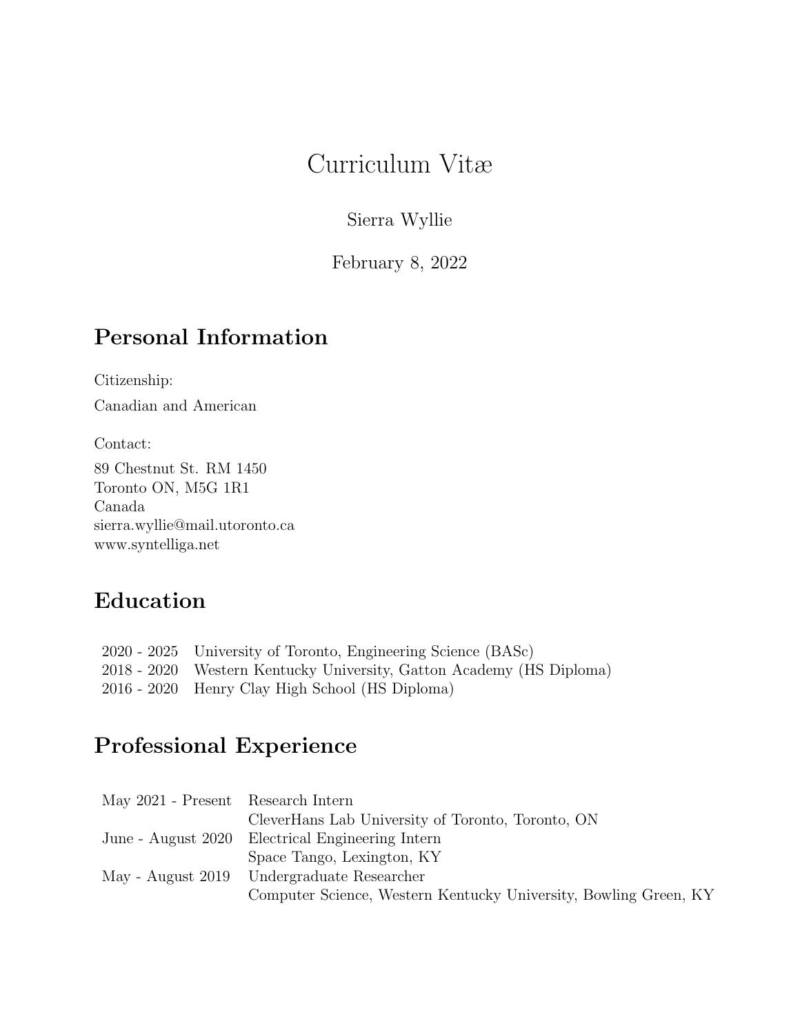# Curriculum Vitæ

Sierra Wyllie

February 8, 2022

## Personal Information

Citizenship:

Canadian and American

Contact:

89 Chestnut St. RM 1450
Toronto ON, M5G 1R1
Canada
sierra.wyllie@mail.utoronto.ca
www.syntelliga.net

## Education

| | |
|---|---|
| 2020 - 2025 | University of Toronto, Engineering Science (BASc) |
| 2018 - 2020 | Western Kentucky University, Gatton Academy (HS Diploma) |
| 2016 - 2020 | Henry Clay High School (HS Diploma) |

## Professional Experience

| | |
|---|---|
| May 2021 - Present | Research Intern<br>CleverHans Lab University of Toronto, Toronto, ON |
| June - August 2020 | Electrical Engineering Intern<br>Space Tango, Lexington, KY |
| May - August 2019 | Undergraduate Researcher<br>Computer Science, Western Kentucky University, Bowling Green, KY |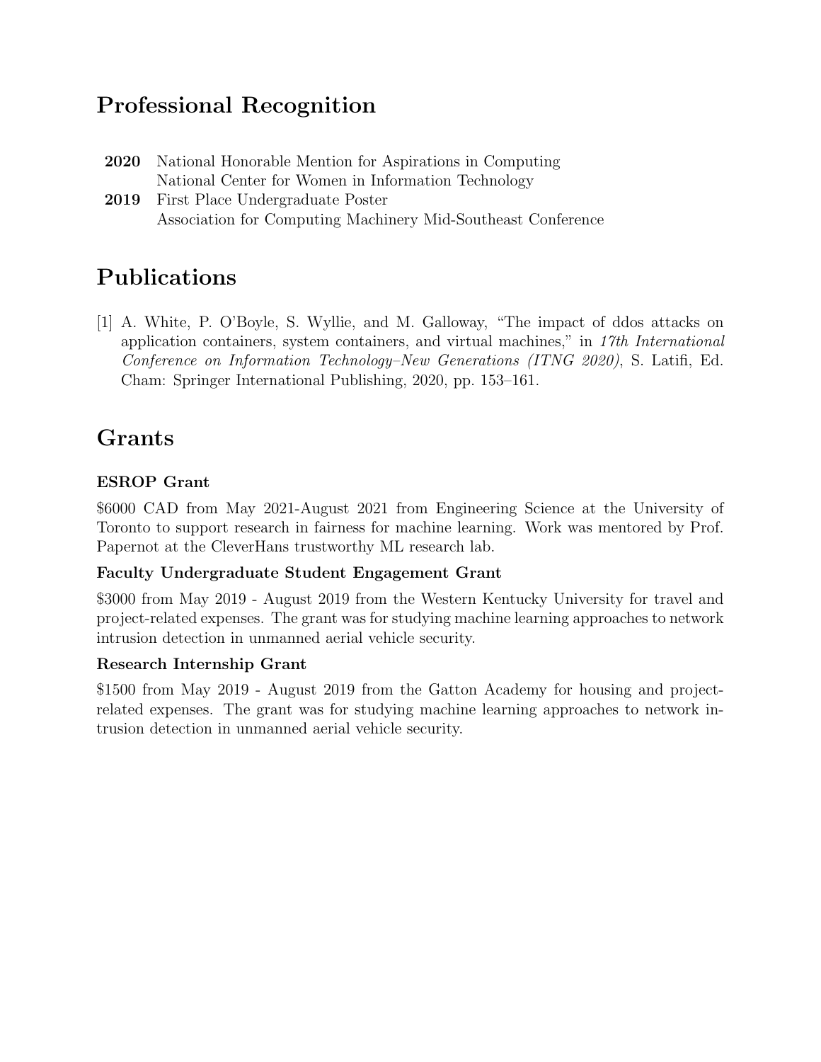## Professional Recognition

**2020** National Honorable Mention for Aspirations in Computing
National Center for Women in Information Technology

**2019** First Place Undergraduate Poster
Association for Computing Machinery Mid-Southeast Conference

## Publications

[1] A. White, P. O'Boyle, S. Wyllie, and M. Galloway, "The impact of ddos attacks on application containers, system containers, and virtual machines," in *17th International Conference on Information Technology–New Generations (ITNG 2020)*, S. Latifi, Ed. Cham: Springer International Publishing, 2020, pp. 153–161.

## Grants

### ESROP Grant

$6000 CAD from May 2021-August 2021 from Engineering Science at the University of Toronto to support research in fairness for machine learning. Work was mentored by Prof. Papernot at the CleverHans trustworthy ML research lab.

### Faculty Undergraduate Student Engagement Grant

$3000 from May 2019 - August 2019 from the Western Kentucky University for travel and project-related expenses. The grant was for studying machine learning approaches to network intrusion detection in unmanned aerial vehicle security.

### Research Internship Grant

$1500 from May 2019 - August 2019 from the Gatton Academy for housing and project-related expenses. The grant was for studying machine learning approaches to network intrusion detection in unmanned aerial vehicle security.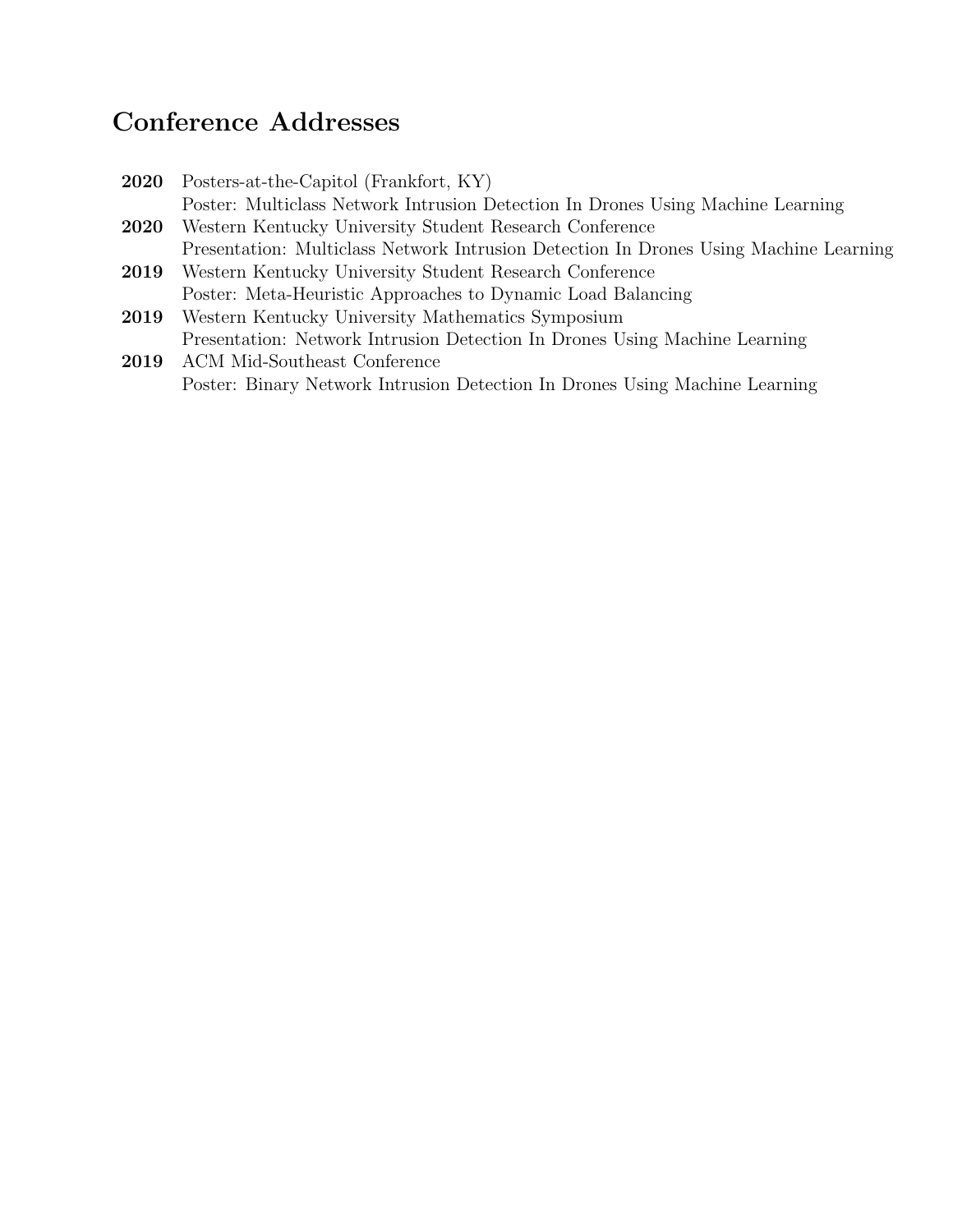## Conference Addresses

**2020** Posters-at-the-Capitol (Frankfort, KY)
Poster: Multiclass Network Intrusion Detection In Drones Using Machine Learning

**2020** Western Kentucky University Student Research Conference
Presentation: Multiclass Network Intrusion Detection In Drones Using Machine Learning

**2019** Western Kentucky University Student Research Conference
Poster: Meta-Heuristic Approaches to Dynamic Load Balancing

**2019** Western Kentucky University Mathematics Symposium
Presentation: Network Intrusion Detection In Drones Using Machine Learning

**2019** ACM Mid-Southeast Conference
Poster: Binary Network Intrusion Detection In Drones Using Machine Learning